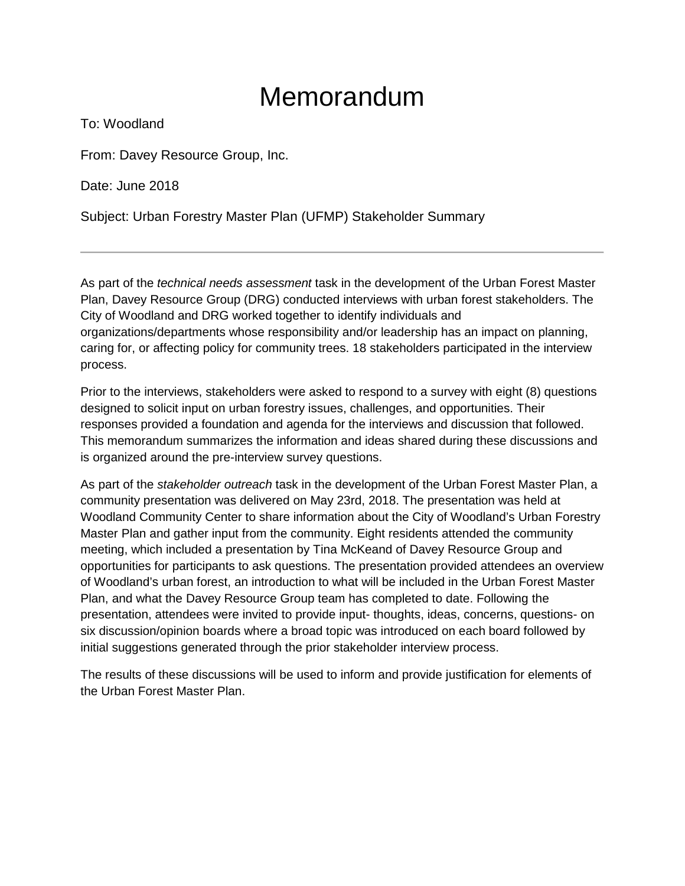# Memorandum

To: Woodland

From: Davey Resource Group, Inc.

Date: June 2018

Subject: Urban Forestry Master Plan (UFMP) Stakeholder Summary

---

As part of the *technical needs assessment* task in the development of the Urban Forest Master Plan, Davey Resource Group (DRG) conducted interviews with urban forest stakeholders. The City of Woodland and DRG worked together to identify individuals and organizations/departments whose responsibility and/or leadership has an impact on planning, caring for, or affecting policy for community trees. 18 stakeholders participated in the interview process.

Prior to the interviews, stakeholders were asked to respond to a survey with eight (8) questions designed to solicit input on urban forestry issues, challenges, and opportunities. Their responses provided a foundation and agenda for the interviews and discussion that followed. This memorandum summarizes the information and ideas shared during these discussions and is organized around the pre-interview survey questions.

As part of the *stakeholder outreach* task in the development of the Urban Forest Master Plan, a community presentation was delivered on May 23rd, 2018. The presentation was held at Woodland Community Center to share information about the City of Woodland's Urban Forestry Master Plan and gather input from the community. Eight residents attended the community meeting, which included a presentation by Tina McKeand of Davey Resource Group and opportunities for participants to ask questions. The presentation provided attendees an overview of Woodland's urban forest, an introduction to what will be included in the Urban Forest Master Plan, and what the Davey Resource Group team has completed to date. Following the presentation, attendees were invited to provide input- thoughts, ideas, concerns, questions- on six discussion/opinion boards where a broad topic was introduced on each board followed by initial suggestions generated through the prior stakeholder interview process.

The results of these discussions will be used to inform and provide justification for elements of the Urban Forest Master Plan.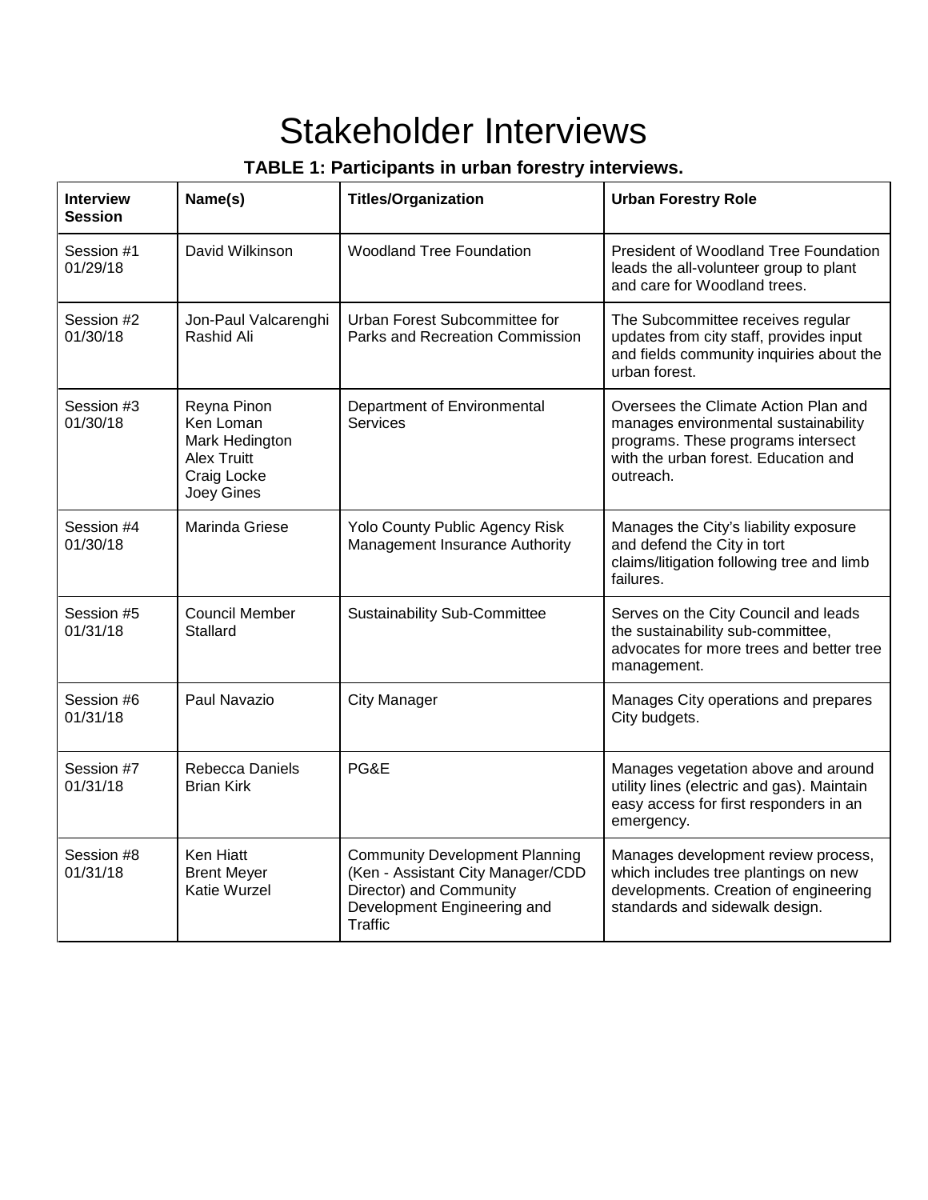# Stakeholder Interviews

**TABLE 1: Participants in urban forestry interviews.**

| Interview Session | Name(s) | Titles/Organization | Urban Forestry Role |
|---|---|---|---|
| Session #1 01/29/18 | David Wilkinson | Woodland Tree Foundation | President of Woodland Tree Foundation leads the all-volunteer group to plant and care for Woodland trees. |
| Session #2 01/30/18 | Jon-Paul Valcarenghi<br>Rashid Ali | Urban Forest Subcommittee for Parks and Recreation Commission | The Subcommittee receives regular updates from city staff, provides input and fields community inquiries about the urban forest. |
| Session #3 01/30/18 | Reyna Pinon<br>Ken Loman<br>Mark Hedington<br>Alex Truitt<br>Craig Locke<br>Joey Gines | Department of Environmental Services | Oversees the Climate Action Plan and manages environmental sustainability programs. These programs intersect with the urban forest. Education and outreach. |
| Session #4 01/30/18 | Marinda Griese | Yolo County Public Agency Risk Management Insurance Authority | Manages the City's liability exposure and defend the City in tort claims/litigation following tree and limb failures. |
| Session #5 01/31/18 | Council Member Stallard | Sustainability Sub-Committee | Serves on the City Council and leads the sustainability sub-committee, advocates for more trees and better tree management. |
| Session #6 01/31/18 | Paul Navazio | City Manager | Manages City operations and prepares City budgets. |
| Session #7 01/31/18 | Rebecca Daniels<br>Brian Kirk | PG&E | Manages vegetation above and around utility lines (electric and gas). Maintain easy access for first responders in an emergency. |
| Session #8 01/31/18 | Ken Hiatt<br>Brent Meyer<br>Katie Wurzel | Community Development Planning (Ken - Assistant City Manager/CDD Director) and Community Development Engineering and Traffic | Manages development review process, which includes tree plantings on new developments. Creation of engineering standards and sidewalk design. |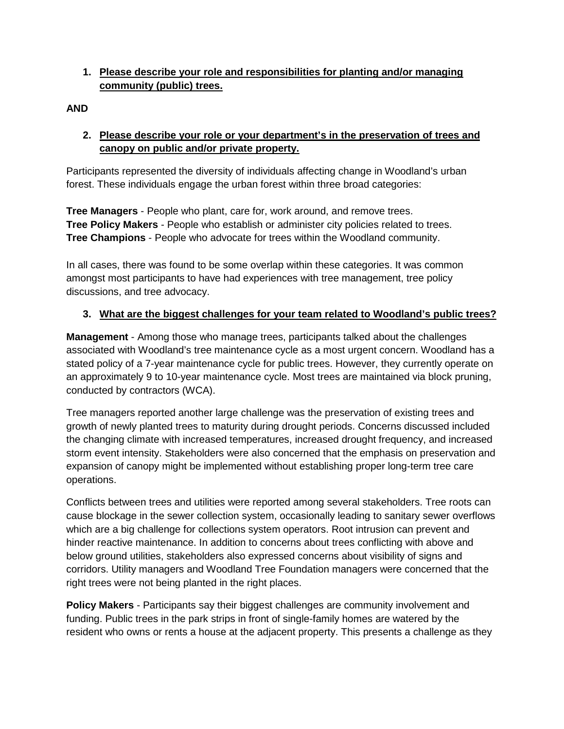1. **<u>Please describe your role and responsibilities for planting and/or managing community (public) trees.</u>**

**AND**

2. **<u>Please describe your role or your department's in the preservation of trees and canopy on public and/or private property.</u>**

Participants represented the diversity of individuals affecting change in Woodland's urban forest. These individuals engage the urban forest within three broad categories:

**Tree Managers** - People who plant, care for, work around, and remove trees.
**Tree Policy Makers** - People who establish or administer city policies related to trees.
**Tree Champions** - People who advocate for trees within the Woodland community.

In all cases, there was found to be some overlap within these categories. It was common amongst most participants to have had experiences with tree management, tree policy discussions, and tree advocacy.

3. **<u>What are the biggest challenges for your team related to Woodland's public trees?</u>**

**Management** - Among those who manage trees, participants talked about the challenges associated with Woodland's tree maintenance cycle as a most urgent concern. Woodland has a stated policy of a 7-year maintenance cycle for public trees. However, they currently operate on an approximately 9 to 10-year maintenance cycle. Most trees are maintained via block pruning, conducted by contractors (WCA).

Tree managers reported another large challenge was the preservation of existing trees and growth of newly planted trees to maturity during drought periods. Concerns discussed included the changing climate with increased temperatures, increased drought frequency, and increased storm event intensity. Stakeholders were also concerned that the emphasis on preservation and expansion of canopy might be implemented without establishing proper long-term tree care operations.

Conflicts between trees and utilities were reported among several stakeholders. Tree roots can cause blockage in the sewer collection system, occasionally leading to sanitary sewer overflows which are a big challenge for collections system operators. Root intrusion can prevent and hinder reactive maintenance. In addition to concerns about trees conflicting with above and below ground utilities, stakeholders also expressed concerns about visibility of signs and corridors. Utility managers and Woodland Tree Foundation managers were concerned that the right trees were not being planted in the right places.

**Policy Makers** - Participants say their biggest challenges are community involvement and funding. Public trees in the park strips in front of single-family homes are watered by the resident who owns or rents a house at the adjacent property. This presents a challenge as they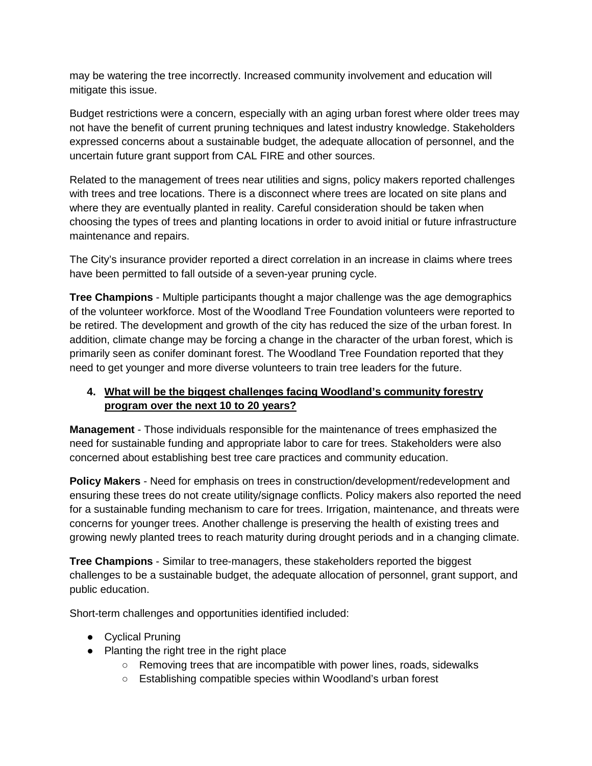may be watering the tree incorrectly. Increased community involvement and education will mitigate this issue.

Budget restrictions were a concern, especially with an aging urban forest where older trees may not have the benefit of current pruning techniques and latest industry knowledge. Stakeholders expressed concerns about a sustainable budget, the adequate allocation of personnel, and the uncertain future grant support from CAL FIRE and other sources.

Related to the management of trees near utilities and signs, policy makers reported challenges with trees and tree locations. There is a disconnect where trees are located on site plans and where they are eventually planted in reality. Careful consideration should be taken when choosing the types of trees and planting locations in order to avoid initial or future infrastructure maintenance and repairs.

The City's insurance provider reported a direct correlation in an increase in claims where trees have been permitted to fall outside of a seven-year pruning cycle.

**Tree Champions** - Multiple participants thought a major challenge was the age demographics of the volunteer workforce. Most of the Woodland Tree Foundation volunteers were reported to be retired. The development and growth of the city has reduced the size of the urban forest. In addition, climate change may be forcing a change in the character of the urban forest, which is primarily seen as conifer dominant forest. The Woodland Tree Foundation reported that they need to get younger and more diverse volunteers to train tree leaders for the future.

4. **<u>What will be the biggest challenges facing Woodland's community forestry program over the next 10 to 20 years?</u>**

**Management** - Those individuals responsible for the maintenance of trees emphasized the need for sustainable funding and appropriate labor to care for trees. Stakeholders were also concerned about establishing best tree care practices and community education.

**Policy Makers** - Need for emphasis on trees in construction/development/redevelopment and ensuring these trees do not create utility/signage conflicts. Policy makers also reported the need for a sustainable funding mechanism to care for trees. Irrigation, maintenance, and threats were concerns for younger trees. Another challenge is preserving the health of existing trees and growing newly planted trees to reach maturity during drought periods and in a changing climate.

**Tree Champions** - Similar to tree-managers, these stakeholders reported the biggest challenges to be a sustainable budget, the adequate allocation of personnel, grant support, and public education.

Short-term challenges and opportunities identified included:

- Cyclical Pruning
- Planting the right tree in the right place
    - Removing trees that are incompatible with power lines, roads, sidewalks
    - Establishing compatible species within Woodland's urban forest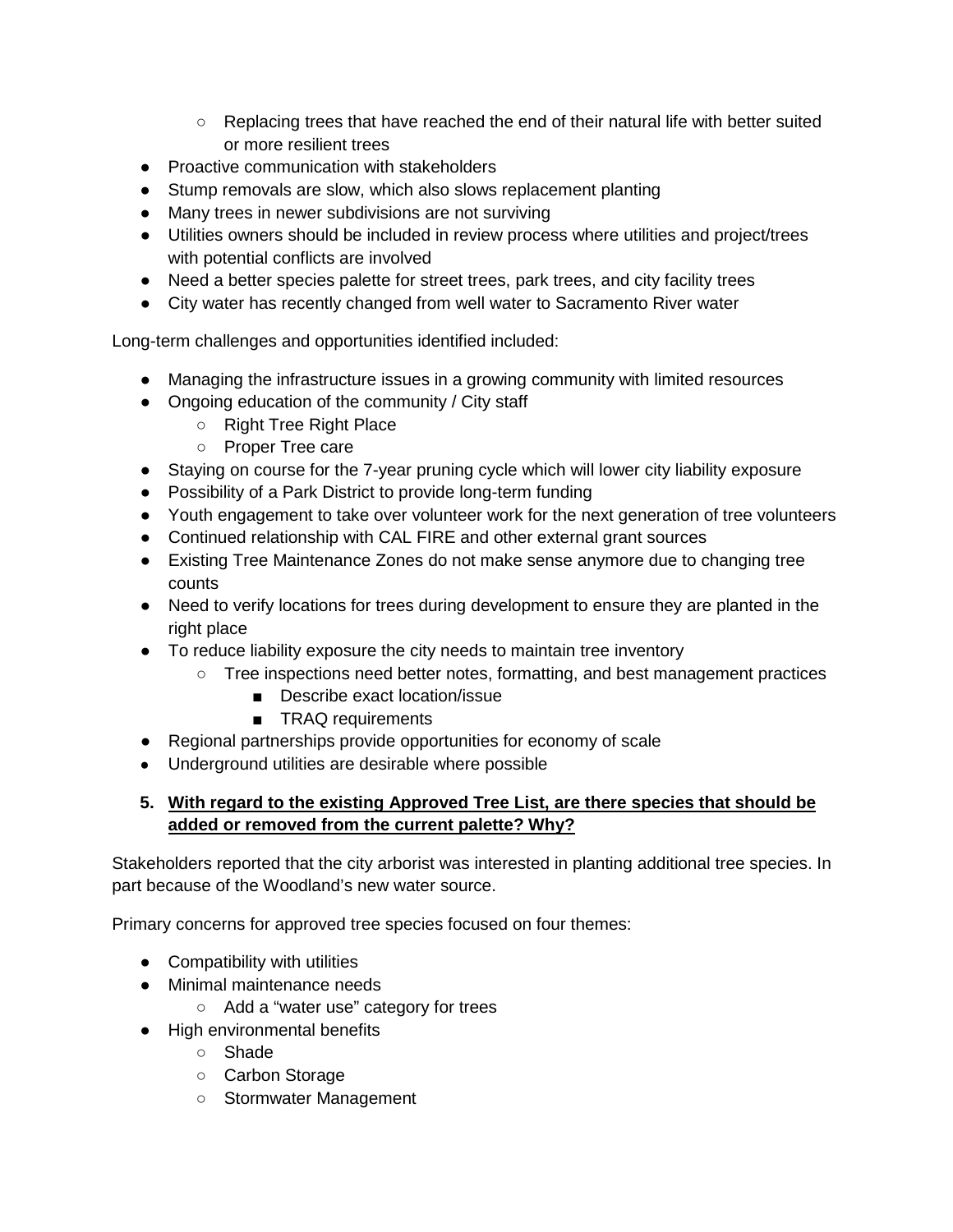- Replacing trees that have reached the end of their natural life with better suited or more resilient trees
- Proactive communication with stakeholders
- Stump removals are slow, which also slows replacement planting
- Many trees in newer subdivisions are not surviving
- Utilities owners should be included in review process where utilities and project/trees with potential conflicts are involved
- Need a better species palette for street trees, park trees, and city facility trees
- City water has recently changed from well water to Sacramento River water

Long-term challenges and opportunities identified included:

- Managing the infrastructure issues in a growing community with limited resources
- Ongoing education of the community / City staff
    - Right Tree Right Place
    - Proper Tree care
- Staying on course for the 7-year pruning cycle which will lower city liability exposure
- Possibility of a Park District to provide long-term funding
- Youth engagement to take over volunteer work for the next generation of tree volunteers
- Continued relationship with CAL FIRE and other external grant sources
- Existing Tree Maintenance Zones do not make sense anymore due to changing tree counts
- Need to verify locations for trees during development to ensure they are planted in the right place
- To reduce liability exposure the city needs to maintain tree inventory
    - Tree inspections need better notes, formatting, and best management practices
        - Describe exact location/issue
        - TRAQ requirements
- Regional partnerships provide opportunities for economy of scale
- Underground utilities are desirable where possible

5. **With regard to the existing Approved Tree List, are there species that should be added or removed from the current palette? Why?**

Stakeholders reported that the city arborist was interested in planting additional tree species. In part because of the Woodland's new water source.

Primary concerns for approved tree species focused on four themes:

- Compatibility with utilities
- Minimal maintenance needs
    - Add a "water use" category for trees
- High environmental benefits
    - Shade
    - Carbon Storage
    - Stormwater Management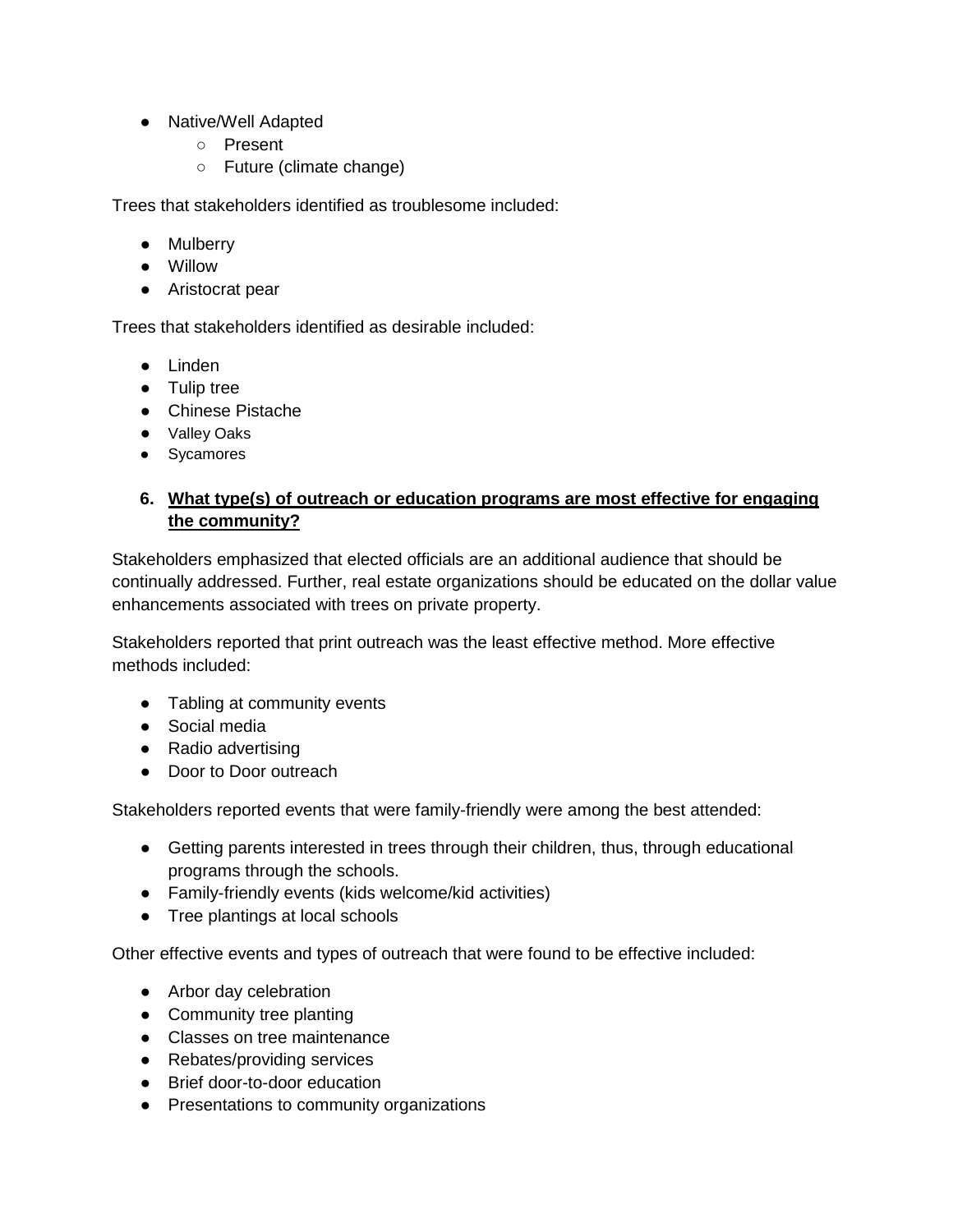- Native/Well Adapted
  - Present
  - Future (climate change)

Trees that stakeholders identified as troublesome included:

- Mulberry
- Willow
- Aristocrat pear

Trees that stakeholders identified as desirable included:

- Linden
- Tulip tree
- Chinese Pistache
- Valley Oaks
- Sycamores

6. **<u>What type(s) of outreach or education programs are most effective for engaging the community?</u>**

Stakeholders emphasized that elected officials are an additional audience that should be continually addressed. Further, real estate organizations should be educated on the dollar value enhancements associated with trees on private property.

Stakeholders reported that print outreach was the least effective method. More effective methods included:

- Tabling at community events
- Social media
- Radio advertising
- Door to Door outreach

Stakeholders reported events that were family-friendly were among the best attended:

- Getting parents interested in trees through their children, thus, through educational programs through the schools.
- Family-friendly events (kids welcome/kid activities)
- Tree plantings at local schools

Other effective events and types of outreach that were found to be effective included:

- Arbor day celebration
- Community tree planting
- Classes on tree maintenance
- Rebates/providing services
- Brief door-to-door education
- Presentations to community organizations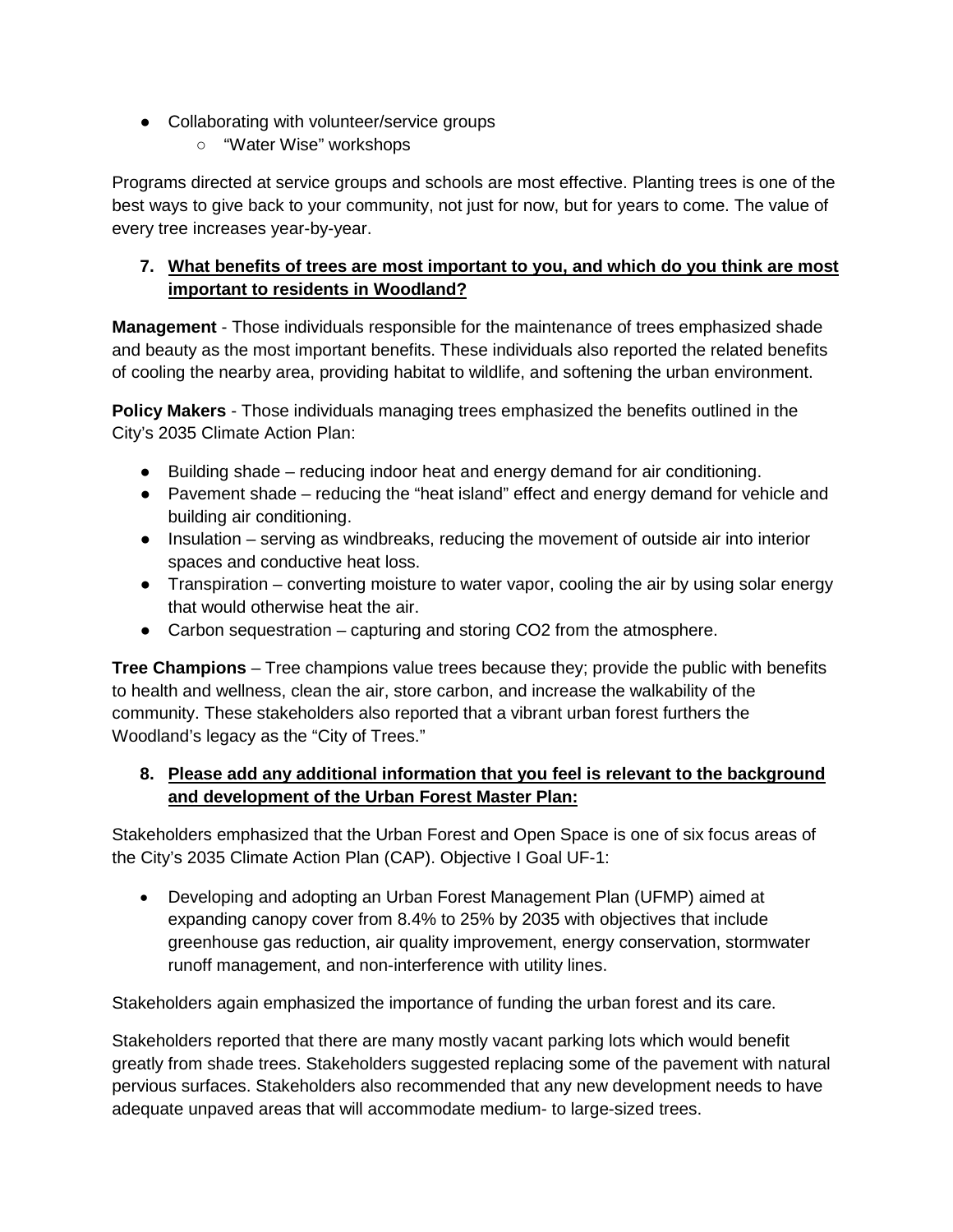- Collaborating with volunteer/service groups
    - "Water Wise" workshops

Programs directed at service groups and schools are most effective. Planting trees is one of the best ways to give back to your community, not just for now, but for years to come. The value of every tree increases year-by-year.

**7. <u>What benefits of trees are most important to you, and which do you think are most important to residents in Woodland?</u>**

**Management** - Those individuals responsible for the maintenance of trees emphasized shade and beauty as the most important benefits. These individuals also reported the related benefits of cooling the nearby area, providing habitat to wildlife, and softening the urban environment.

**Policy Makers** - Those individuals managing trees emphasized the benefits outlined in the City's 2035 Climate Action Plan:

- Building shade – reducing indoor heat and energy demand for air conditioning.
- Pavement shade – reducing the "heat island" effect and energy demand for vehicle and building air conditioning.
- Insulation – serving as windbreaks, reducing the movement of outside air into interior spaces and conductive heat loss.
- Transpiration – converting moisture to water vapor, cooling the air by using solar energy that would otherwise heat the air.
- Carbon sequestration – capturing and storing CO2 from the atmosphere.

**Tree Champions** – Tree champions value trees because they; provide the public with benefits to health and wellness, clean the air, store carbon, and increase the walkability of the community. These stakeholders also reported that a vibrant urban forest furthers the Woodland's legacy as the "City of Trees."

**8. <u>Please add any additional information that you feel is relevant to the background and development of the Urban Forest Master Plan:</u>**

Stakeholders emphasized that the Urban Forest and Open Space is one of six focus areas of the City's 2035 Climate Action Plan (CAP). Objective I Goal UF-1:

- Developing and adopting an Urban Forest Management Plan (UFMP) aimed at expanding canopy cover from 8.4% to 25% by 2035 with objectives that include greenhouse gas reduction, air quality improvement, energy conservation, stormwater runoff management, and non-interference with utility lines.

Stakeholders again emphasized the importance of funding the urban forest and its care.

Stakeholders reported that there are many mostly vacant parking lots which would benefit greatly from shade trees. Stakeholders suggested replacing some of the pavement with natural pervious surfaces. Stakeholders also recommended that any new development needs to have adequate unpaved areas that will accommodate medium- to large-sized trees.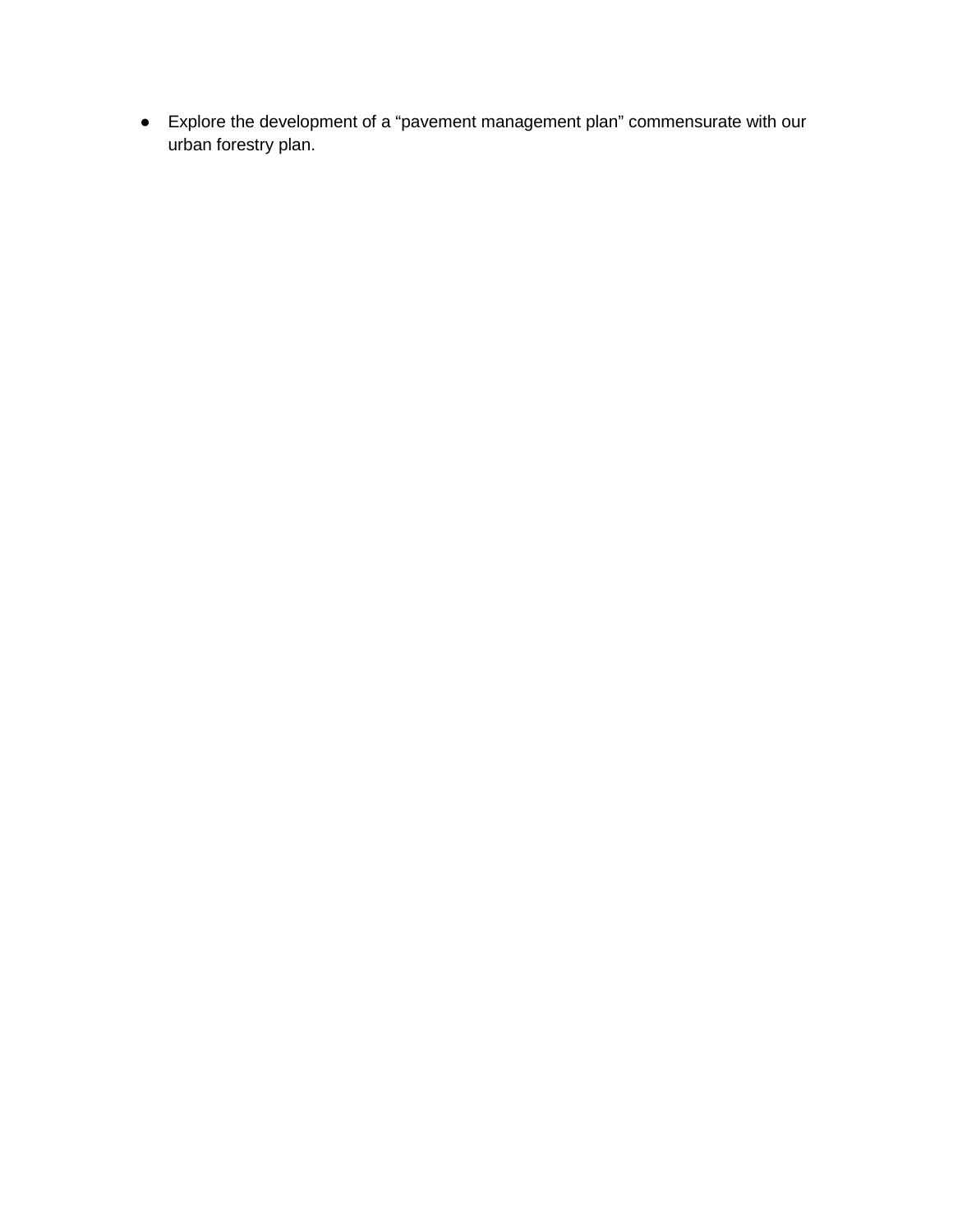- Explore the development of a “pavement management plan” commensurate with our urban forestry plan.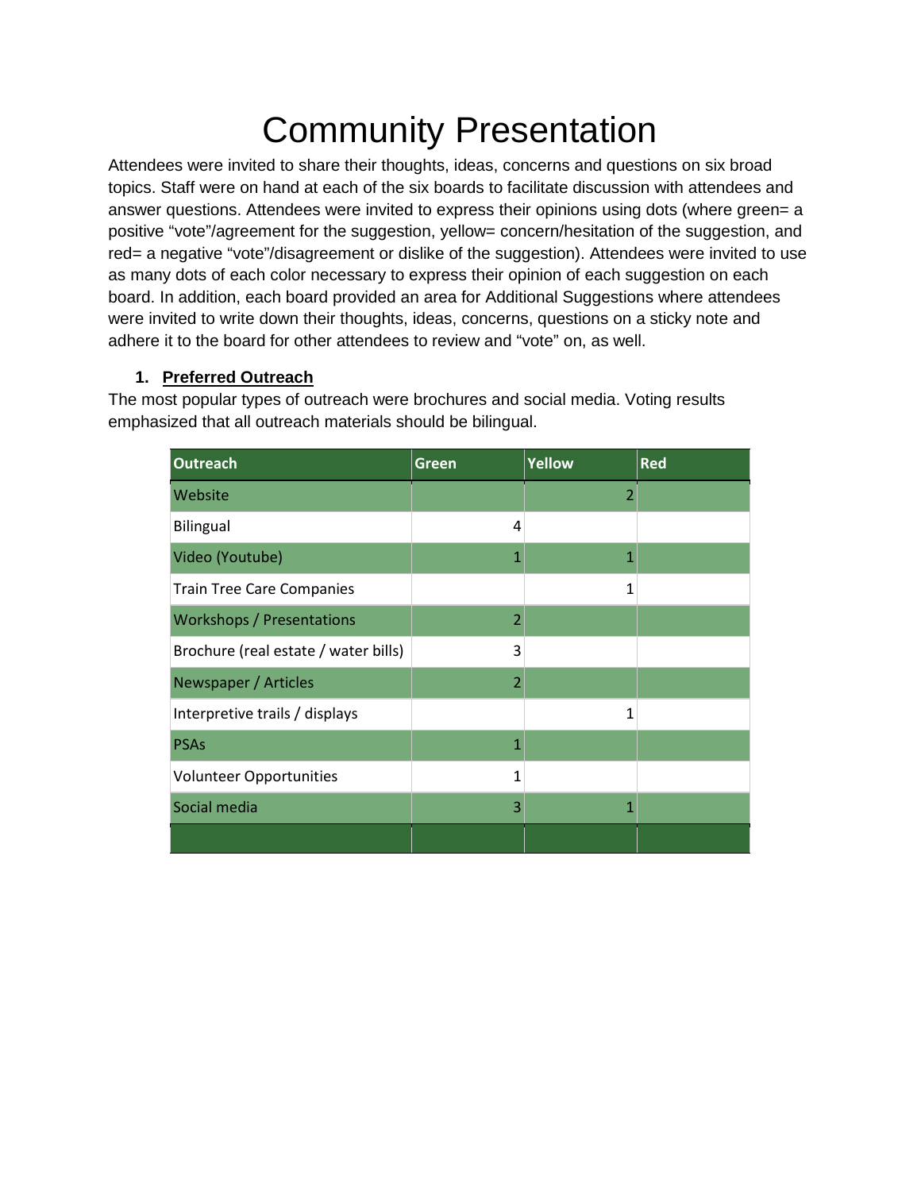# Community Presentation

Attendees were invited to share their thoughts, ideas, concerns and questions on six broad topics. Staff were on hand at each of the six boards to facilitate discussion with attendees and answer questions. Attendees were invited to express their opinions using dots (where green= a positive "vote"/agreement for the suggestion, yellow= concern/hesitation of the suggestion, and red= a negative "vote"/disagreement or dislike of the suggestion). Attendees were invited to use as many dots of each color necessary to express their opinion of each suggestion on each board. In addition, each board provided an area for Additional Suggestions where attendees were invited to write down their thoughts, ideas, concerns, questions on a sticky note and adhere it to the board for other attendees to review and "vote" on, as well.

1. **Preferred Outreach**

The most popular types of outreach were brochures and social media. Voting results emphasized that all outreach materials should be bilingual.

| Outreach | Green | Yellow | Red |
|---|---|---|---|
| Website | | 2 | |
| Bilingual | 4 | | |
| Video (Youtube) | 1 | 1 | |
| Train Tree Care Companies | | 1 | |
| Workshops / Presentations | 2 | | |
| Brochure (real estate / water bills) | 3 | | |
| Newspaper / Articles | 2 | | |
| Interpretive trails / displays | | 1 | |
| PSAs | 1 | | |
| Volunteer Opportunities | 1 | | |
| Social media | 3 | 1 | |
| | | | |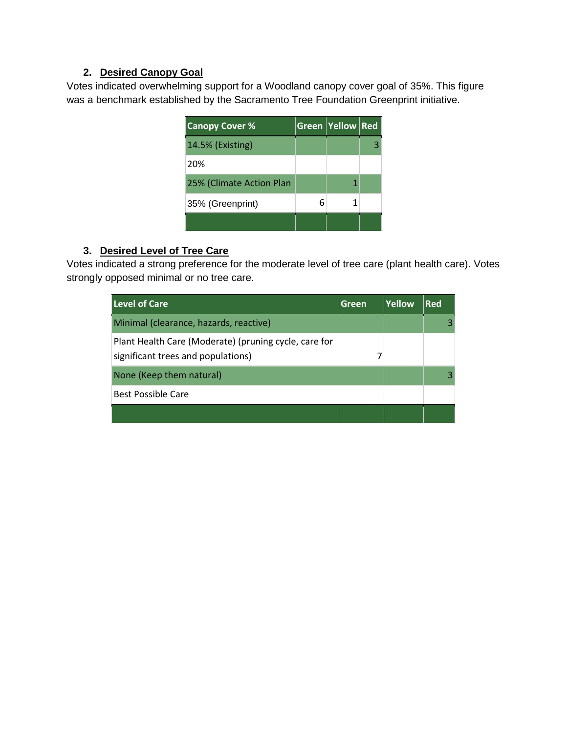2. **Desired Canopy Goal**

Votes indicated overwhelming support for a Woodland canopy cover goal of 35%. This figure was a benchmark established by the Sacramento Tree Foundation Greenprint initiative.

| Canopy Cover % | Green | Yellow | Red |
|---|---|---|---|
| 14.5% (Existing) | | | 3 |
| 20% | | | |
| 25% (Climate Action Plan | | 1 | |
| 35% (Greenprint) | 6 | 1 | |
| | | | |

3. **Desired Level of Tree Care**

Votes indicated a strong preference for the moderate level of tree care (plant health care). Votes strongly opposed minimal or no tree care.

| Level of Care | Green | Yellow | Red |
|---|---|---|---|
| Minimal (clearance, hazards, reactive) | | | 3 |
| Plant Health Care (Moderate) (pruning cycle, care for significant trees and populations) | 7 | | |
| None (Keep them natural) | | | 3 |
| Best Possible Care | | | |
| | | | |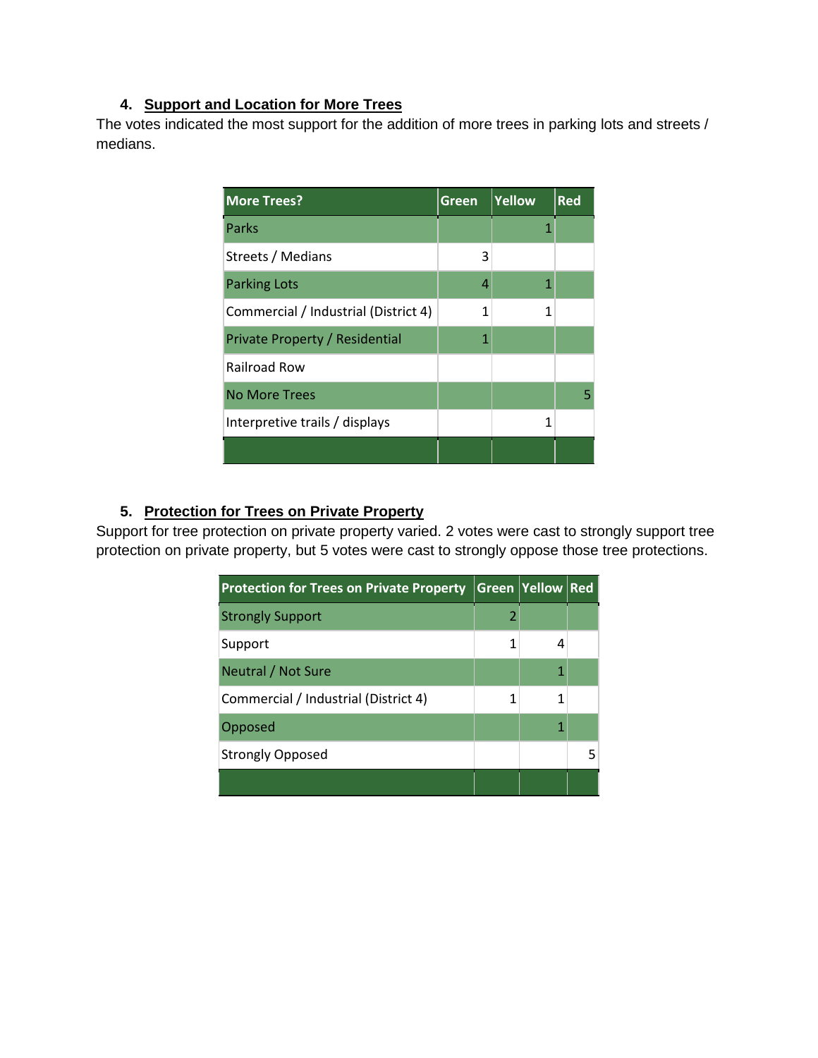4. **Support and Location for More Trees**

The votes indicated the most support for the addition of more trees in parking lots and streets / medians.

| More Trees? | Green | Yellow | Red |
|---|---|---|---|
| Parks | | 1 | |
| Streets / Medians | 3 | | |
| Parking Lots | 4 | 1 | |
| Commercial / Industrial (District 4) | 1 | 1 | |
| Private Property / Residential | 1 | | |
| Railroad Row | | | |
| No More Trees | | | 5 |
| Interpretive trails / displays | | 1 | |
| | | | |

5. **Protection for Trees on Private Property**

Support for tree protection on private property varied. 2 votes were cast to strongly support tree protection on private property, but 5 votes were cast to strongly oppose those tree protections.

| Protection for Trees on Private Property | Green | Yellow | Red |
|---|---|---|---|
| Strongly Support | 2 | | |
| Support | 1 | 4 | |
| Neutral / Not Sure | | 1 | |
| Commercial / Industrial (District 4) | 1 | 1 | |
| Opposed | | 1 | |
| Strongly Opposed | | | 5 |
| | | | |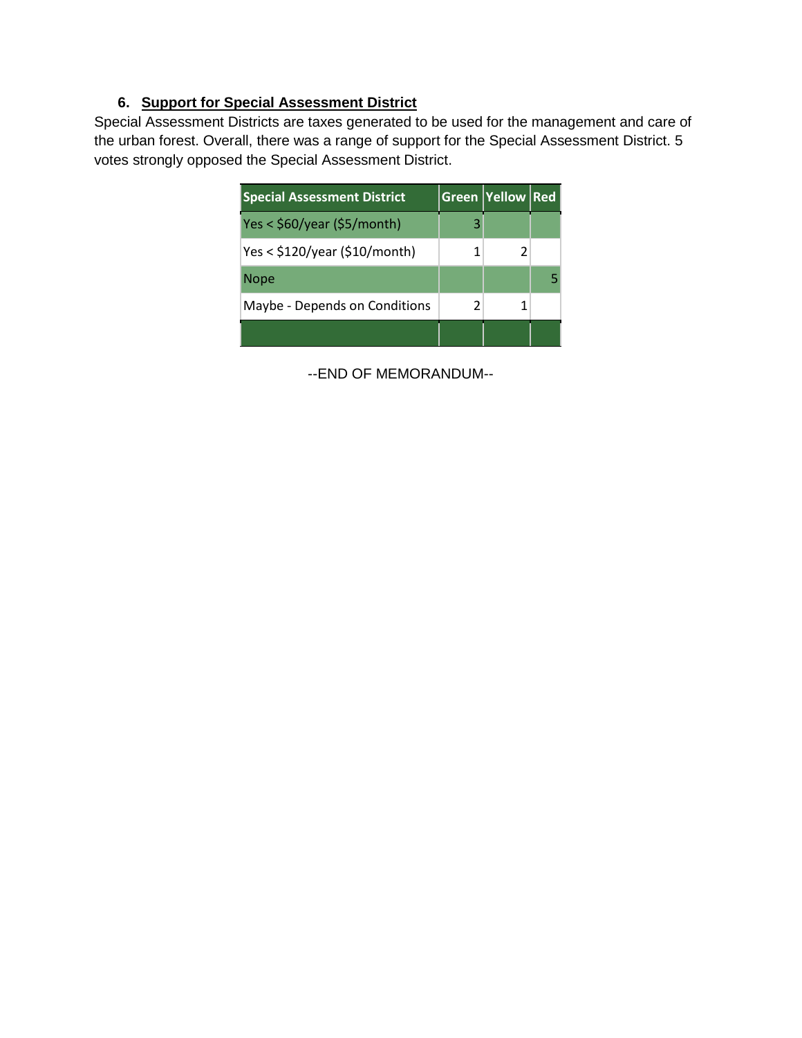### 6. Support for Special Assessment District

Special Assessment Districts are taxes generated to be used for the management and care of the urban forest. Overall, there was a range of support for the Special Assessment District. 5 votes strongly opposed the Special Assessment District.

| Special Assessment District | Green | Yellow | Red |
|---|---|---|---|
| Yes < $60/year ($5/month) | 3 | | |
| Yes < $120/year ($10/month) | 1 | 2 | |
| Nope | | | 5 |
| Maybe - Depends on Conditions | 2 | 1 | |
| | | | |

--END OF MEMORANDUM--